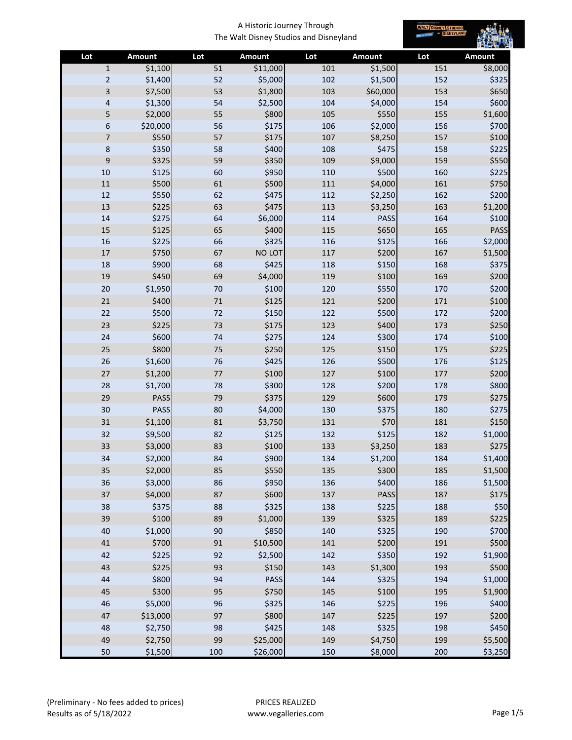A Historic Journey Through
The Walt Disney Studios and Disneyland

| Lot | Amount | Lot | Amount | Lot | Amount | Lot | Amount |
|---|---|---|---|---|---|---|---|
| 1 | $1,100 | 51 | $11,000 | 101 | $1,500 | 151 | $8,000 |
| 2 | $1,400 | 52 | $5,000 | 102 | $1,500 | 152 | $325 |
| 3 | $7,500 | 53 | $1,800 | 103 | $60,000 | 153 | $650 |
| 4 | $1,300 | 54 | $2,500 | 104 | $4,000 | 154 | $600 |
| 5 | $2,000 | 55 | $800 | 105 | $550 | 155 | $1,600 |
| 6 | $20,000 | 56 | $175 | 106 | $2,000 | 156 | $700 |
| 7 | $550 | 57 | $175 | 107 | $8,250 | 157 | $100 |
| 8 | $350 | 58 | $400 | 108 | $475 | 158 | $225 |
| 9 | $325 | 59 | $350 | 109 | $9,000 | 159 | $550 |
| 10 | $125 | 60 | $950 | 110 | $500 | 160 | $225 |
| 11 | $500 | 61 | $500 | 111 | $4,000 | 161 | $750 |
| 12 | $550 | 62 | $475 | 112 | $2,250 | 162 | $200 |
| 13 | $225 | 63 | $475 | 113 | $3,250 | 163 | $1,200 |
| 14 | $275 | 64 | $6,000 | 114 | PASS | 164 | $100 |
| 15 | $125 | 65 | $400 | 115 | $650 | 165 | PASS |
| 16 | $225 | 66 | $325 | 116 | $125 | 166 | $2,000 |
| 17 | $750 | 67 | NO LOT | 117 | $200 | 167 | $1,500 |
| 18 | $900 | 68 | $425 | 118 | $150 | 168 | $375 |
| 19 | $450 | 69 | $4,000 | 119 | $100 | 169 | $200 |
| 20 | $1,950 | 70 | $100 | 120 | $550 | 170 | $200 |
| 21 | $400 | 71 | $125 | 121 | $200 | 171 | $100 |
| 22 | $500 | 72 | $150 | 122 | $500 | 172 | $200 |
| 23 | $225 | 73 | $175 | 123 | $400 | 173 | $250 |
| 24 | $600 | 74 | $275 | 124 | $300 | 174 | $100 |
| 25 | $800 | 75 | $250 | 125 | $150 | 175 | $225 |
| 26 | $1,600 | 76 | $425 | 126 | $500 | 176 | $125 |
| 27 | $1,200 | 77 | $100 | 127 | $100 | 177 | $200 |
| 28 | $1,700 | 78 | $300 | 128 | $200 | 178 | $800 |
| 29 | PASS | 79 | $375 | 129 | $600 | 179 | $275 |
| 30 | PASS | 80 | $4,000 | 130 | $375 | 180 | $275 |
| 31 | $1,100 | 81 | $3,750 | 131 | $70 | 181 | $150 |
| 32 | $9,500 | 82 | $125 | 132 | $125 | 182 | $1,000 |
| 33 | $3,000 | 83 | $100 | 133 | $3,250 | 183 | $275 |
| 34 | $2,000 | 84 | $900 | 134 | $1,200 | 184 | $1,400 |
| 35 | $2,000 | 85 | $550 | 135 | $300 | 185 | $1,500 |
| 36 | $3,000 | 86 | $950 | 136 | $400 | 186 | $1,500 |
| 37 | $4,000 | 87 | $600 | 137 | PASS | 187 | $175 |
| 38 | $375 | 88 | $325 | 138 | $225 | 188 | $50 |
| 39 | $100 | 89 | $1,000 | 139 | $325 | 189 | $225 |
| 40 | $1,000 | 90 | $850 | 140 | $325 | 190 | $700 |
| 41 | $700 | 91 | $10,500 | 141 | $200 | 191 | $500 |
| 42 | $225 | 92 | $2,500 | 142 | $350 | 192 | $1,900 |
| 43 | $225 | 93 | $150 | 143 | $1,300 | 193 | $500 |
| 44 | $800 | 94 | PASS | 144 | $325 | 194 | $1,000 |
| 45 | $300 | 95 | $750 | 145 | $100 | 195 | $1,900 |
| 46 | $5,000 | 96 | $325 | 146 | $225 | 196 | $400 |
| 47 | $13,000 | 97 | $800 | 147 | $225 | 197 | $200 |
| 48 | $2,750 | 98 | $425 | 148 | $325 | 198 | $450 |
| 49 | $2,750 | 99 | $25,000 | 149 | $4,750 | 199 | $5,500 |
| 50 | $1,500 | 100 | $26,000 | 150 | $8,000 | 200 | $3,250 |

(Preliminary - No fees added to prices)
Results as of 5/18/2022

PRICES REALIZED
www.vegalleries.com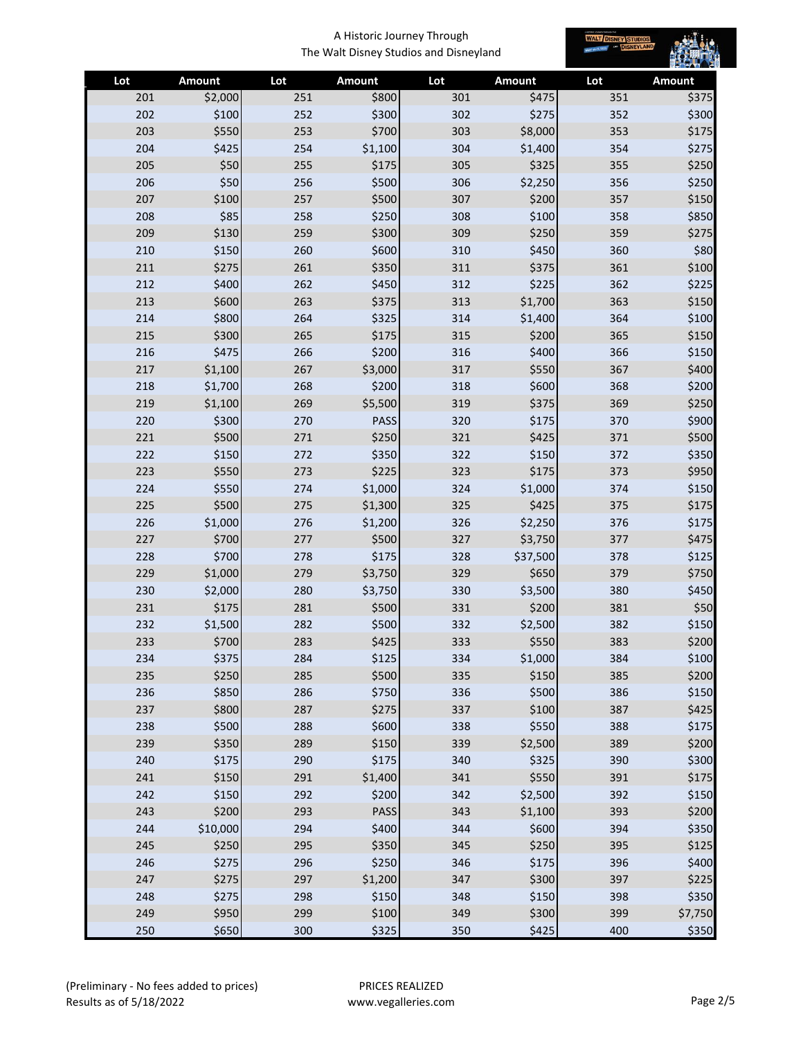A Historic Journey Through
The Walt Disney Studios and Disneyland

| Lot | Amount | Lot | Amount | Lot | Amount | Lot | Amount |
|---|---|---|---|---|---|---|---|
| 201 | $2,000 | 251 | $800 | 301 | $475 | 351 | $375 |
| 202 | $100 | 252 | $300 | 302 | $275 | 352 | $300 |
| 203 | $550 | 253 | $700 | 303 | $8,000 | 353 | $175 |
| 204 | $425 | 254 | $1,100 | 304 | $1,400 | 354 | $275 |
| 205 | $50 | 255 | $175 | 305 | $325 | 355 | $250 |
| 206 | $50 | 256 | $500 | 306 | $2,250 | 356 | $250 |
| 207 | $100 | 257 | $500 | 307 | $200 | 357 | $150 |
| 208 | $85 | 258 | $250 | 308 | $100 | 358 | $850 |
| 209 | $130 | 259 | $300 | 309 | $250 | 359 | $275 |
| 210 | $150 | 260 | $600 | 310 | $450 | 360 | $80 |
| 211 | $275 | 261 | $350 | 311 | $375 | 361 | $100 |
| 212 | $400 | 262 | $450 | 312 | $225 | 362 | $225 |
| 213 | $600 | 263 | $375 | 313 | $1,700 | 363 | $150 |
| 214 | $800 | 264 | $325 | 314 | $1,400 | 364 | $100 |
| 215 | $300 | 265 | $175 | 315 | $200 | 365 | $150 |
| 216 | $475 | 266 | $200 | 316 | $400 | 366 | $150 |
| 217 | $1,100 | 267 | $3,000 | 317 | $550 | 367 | $400 |
| 218 | $1,700 | 268 | $200 | 318 | $600 | 368 | $200 |
| 219 | $1,100 | 269 | $5,500 | 319 | $375 | 369 | $250 |
| 220 | $300 | 270 | PASS | 320 | $175 | 370 | $900 |
| 221 | $500 | 271 | $250 | 321 | $425 | 371 | $500 |
| 222 | $150 | 272 | $350 | 322 | $150 | 372 | $350 |
| 223 | $550 | 273 | $225 | 323 | $175 | 373 | $950 |
| 224 | $550 | 274 | $1,000 | 324 | $1,000 | 374 | $150 |
| 225 | $500 | 275 | $1,300 | 325 | $425 | 375 | $175 |
| 226 | $1,000 | 276 | $1,200 | 326 | $2,250 | 376 | $175 |
| 227 | $700 | 277 | $500 | 327 | $3,750 | 377 | $475 |
| 228 | $700 | 278 | $175 | 328 | $37,500 | 378 | $125 |
| 229 | $1,000 | 279 | $3,750 | 329 | $650 | 379 | $750 |
| 230 | $2,000 | 280 | $3,750 | 330 | $3,500 | 380 | $450 |
| 231 | $175 | 281 | $500 | 331 | $200 | 381 | $50 |
| 232 | $1,500 | 282 | $500 | 332 | $2,500 | 382 | $150 |
| 233 | $700 | 283 | $425 | 333 | $550 | 383 | $200 |
| 234 | $375 | 284 | $125 | 334 | $1,000 | 384 | $100 |
| 235 | $250 | 285 | $500 | 335 | $150 | 385 | $200 |
| 236 | $850 | 286 | $750 | 336 | $500 | 386 | $150 |
| 237 | $800 | 287 | $275 | 337 | $100 | 387 | $425 |
| 238 | $500 | 288 | $600 | 338 | $550 | 388 | $175 |
| 239 | $350 | 289 | $150 | 339 | $2,500 | 389 | $200 |
| 240 | $175 | 290 | $175 | 340 | $325 | 390 | $300 |
| 241 | $150 | 291 | $1,400 | 341 | $550 | 391 | $175 |
| 242 | $150 | 292 | $200 | 342 | $2,500 | 392 | $150 |
| 243 | $200 | 293 | PASS | 343 | $1,100 | 393 | $200 |
| 244 | $10,000 | 294 | $400 | 344 | $600 | 394 | $350 |
| 245 | $250 | 295 | $350 | 345 | $250 | 395 | $125 |
| 246 | $275 | 296 | $250 | 346 | $175 | 396 | $400 |
| 247 | $275 | 297 | $1,200 | 347 | $300 | 397 | $225 |
| 248 | $275 | 298 | $150 | 348 | $150 | 398 | $350 |
| 249 | $950 | 299 | $100 | 349 | $300 | 399 | $7,750 |
| 250 | $650 | 300 | $325 | 350 | $425 | 400 | $350 |

(Preliminary - No fees added to prices)
Results as of 5/18/2022

PRICES REALIZED
www.vegalleries.com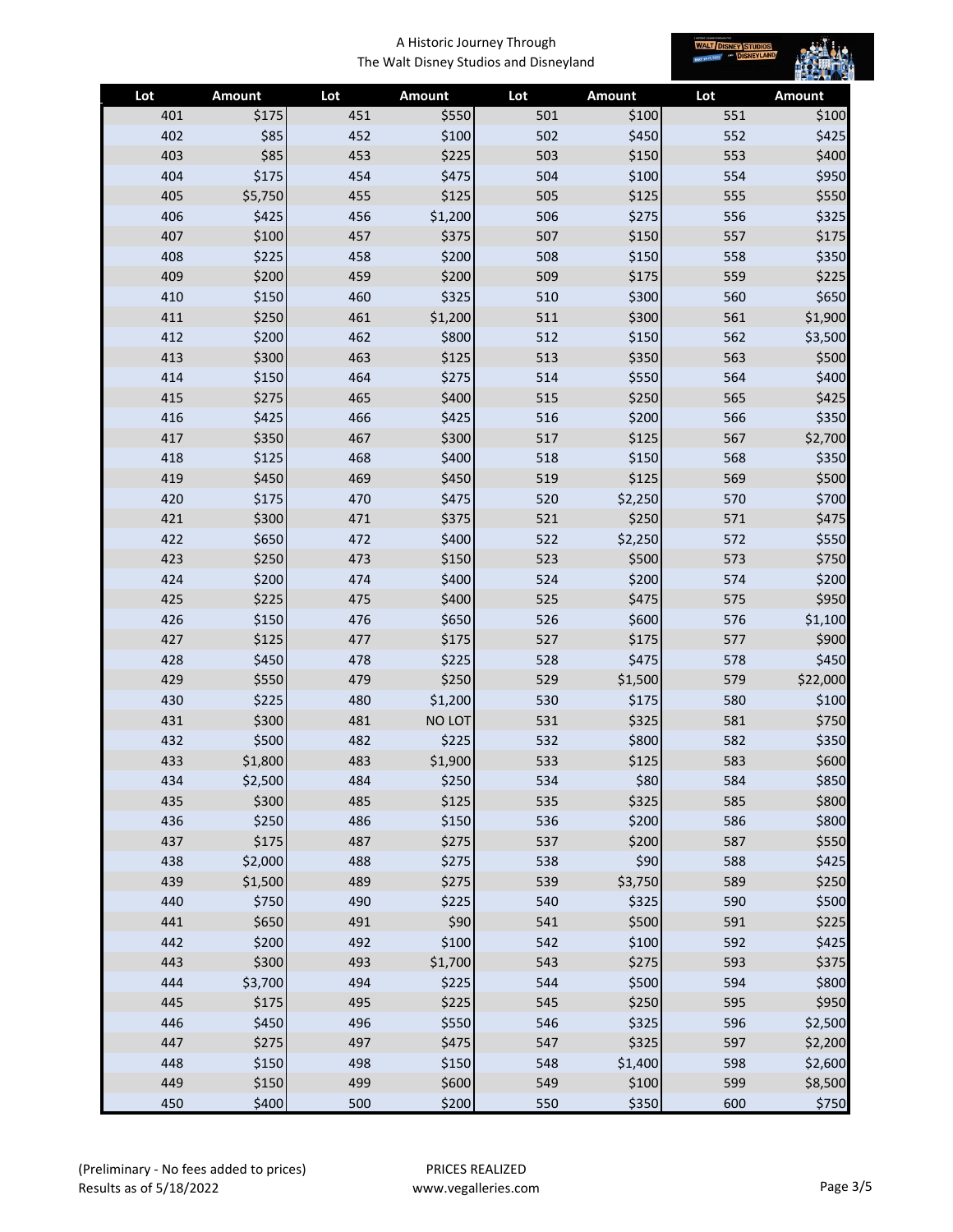A Historic Journey Through
The Walt Disney Studios and Disneyland

| Lot | Amount | Lot | Amount | Lot | Amount | Lot | Amount |
|---|---|---|---|---|---|---|---|
| 401 | $175 | 451 | $550 | 501 | $100 | 551 | $100 |
| 402 | $85 | 452 | $100 | 502 | $450 | 552 | $425 |
| 403 | $85 | 453 | $225 | 503 | $150 | 553 | $400 |
| 404 | $175 | 454 | $475 | 504 | $100 | 554 | $950 |
| 405 | $5,750 | 455 | $125 | 505 | $125 | 555 | $550 |
| 406 | $425 | 456 | $1,200 | 506 | $275 | 556 | $325 |
| 407 | $100 | 457 | $375 | 507 | $150 | 557 | $175 |
| 408 | $225 | 458 | $200 | 508 | $150 | 558 | $350 |
| 409 | $200 | 459 | $200 | 509 | $175 | 559 | $225 |
| 410 | $150 | 460 | $325 | 510 | $300 | 560 | $650 |
| 411 | $250 | 461 | $1,200 | 511 | $300 | 561 | $1,900 |
| 412 | $200 | 462 | $800 | 512 | $150 | 562 | $3,500 |
| 413 | $300 | 463 | $125 | 513 | $350 | 563 | $500 |
| 414 | $150 | 464 | $275 | 514 | $550 | 564 | $400 |
| 415 | $275 | 465 | $400 | 515 | $250 | 565 | $425 |
| 416 | $425 | 466 | $425 | 516 | $200 | 566 | $350 |
| 417 | $350 | 467 | $300 | 517 | $125 | 567 | $2,700 |
| 418 | $125 | 468 | $400 | 518 | $150 | 568 | $350 |
| 419 | $450 | 469 | $450 | 519 | $125 | 569 | $500 |
| 420 | $175 | 470 | $475 | 520 | $2,250 | 570 | $700 |
| 421 | $300 | 471 | $375 | 521 | $250 | 571 | $475 |
| 422 | $650 | 472 | $400 | 522 | $2,250 | 572 | $550 |
| 423 | $250 | 473 | $150 | 523 | $500 | 573 | $750 |
| 424 | $200 | 474 | $400 | 524 | $200 | 574 | $200 |
| 425 | $225 | 475 | $400 | 525 | $475 | 575 | $950 |
| 426 | $150 | 476 | $650 | 526 | $600 | 576 | $1,100 |
| 427 | $125 | 477 | $175 | 527 | $175 | 577 | $900 |
| 428 | $450 | 478 | $225 | 528 | $475 | 578 | $450 |
| 429 | $550 | 479 | $250 | 529 | $1,500 | 579 | $22,000 |
| 430 | $225 | 480 | $1,200 | 530 | $175 | 580 | $100 |
| 431 | $300 | 481 | NO LOT | 531 | $325 | 581 | $750 |
| 432 | $500 | 482 | $225 | 532 | $800 | 582 | $350 |
| 433 | $1,800 | 483 | $1,900 | 533 | $125 | 583 | $600 |
| 434 | $2,500 | 484 | $250 | 534 | $80 | 584 | $850 |
| 435 | $300 | 485 | $125 | 535 | $325 | 585 | $800 |
| 436 | $250 | 486 | $150 | 536 | $200 | 586 | $800 |
| 437 | $175 | 487 | $275 | 537 | $200 | 587 | $550 |
| 438 | $2,000 | 488 | $275 | 538 | $90 | 588 | $425 |
| 439 | $1,500 | 489 | $275 | 539 | $3,750 | 589 | $250 |
| 440 | $750 | 490 | $225 | 540 | $325 | 590 | $500 |
| 441 | $650 | 491 | $90 | 541 | $500 | 591 | $225 |
| 442 | $200 | 492 | $100 | 542 | $100 | 592 | $425 |
| 443 | $300 | 493 | $1,700 | 543 | $275 | 593 | $375 |
| 444 | $3,700 | 494 | $225 | 544 | $500 | 594 | $800 |
| 445 | $175 | 495 | $225 | 545 | $250 | 595 | $950 |
| 446 | $450 | 496 | $550 | 546 | $325 | 596 | $2,500 |
| 447 | $275 | 497 | $475 | 547 | $325 | 597 | $2,200 |
| 448 | $150 | 498 | $150 | 548 | $1,400 | 598 | $2,600 |
| 449 | $150 | 499 | $600 | 549 | $100 | 599 | $8,500 |
| 450 | $400 | 500 | $200 | 550 | $350 | 600 | $750 |

(Preliminary - No fees added to prices)
Results as of 5/18/2022

PRICES REALIZED
www.vegalleries.com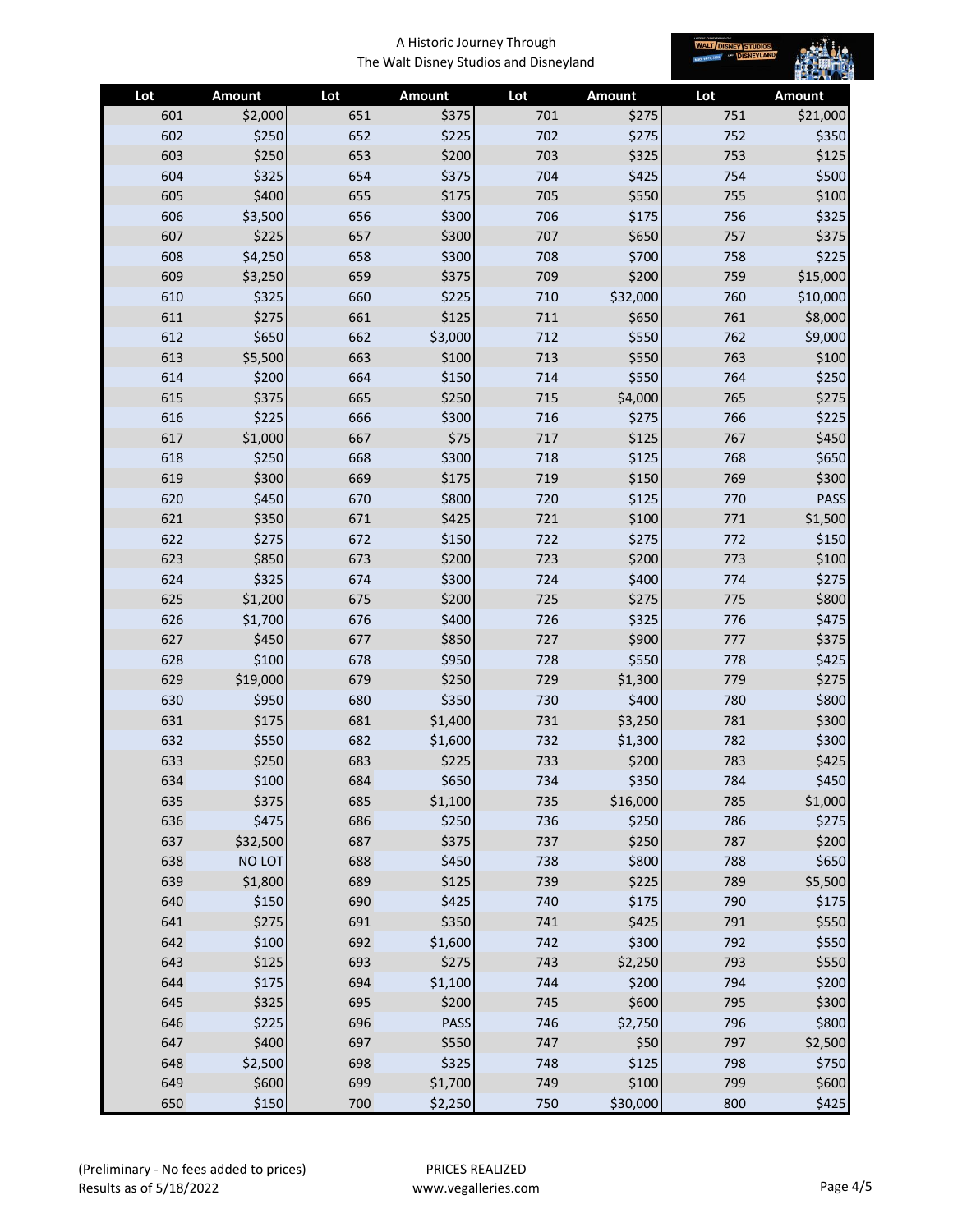A Historic Journey Through
The Walt Disney Studios and Disneyland

| Lot | Amount | Lot | Amount | Lot | Amount | Lot | Amount |
|---|---|---|---|---|---|---|---|
| 601 | $2,000 | 651 | $375 | 701 | $275 | 751 | $21,000 |
| 602 | $250 | 652 | $225 | 702 | $275 | 752 | $350 |
| 603 | $250 | 653 | $200 | 703 | $325 | 753 | $125 |
| 604 | $325 | 654 | $375 | 704 | $425 | 754 | $500 |
| 605 | $400 | 655 | $175 | 705 | $550 | 755 | $100 |
| 606 | $3,500 | 656 | $300 | 706 | $175 | 756 | $325 |
| 607 | $225 | 657 | $300 | 707 | $650 | 757 | $375 |
| 608 | $4,250 | 658 | $300 | 708 | $700 | 758 | $225 |
| 609 | $3,250 | 659 | $375 | 709 | $200 | 759 | $15,000 |
| 610 | $325 | 660 | $225 | 710 | $32,000 | 760 | $10,000 |
| 611 | $275 | 661 | $125 | 711 | $650 | 761 | $8,000 |
| 612 | $650 | 662 | $3,000 | 712 | $550 | 762 | $9,000 |
| 613 | $5,500 | 663 | $100 | 713 | $550 | 763 | $100 |
| 614 | $200 | 664 | $150 | 714 | $550 | 764 | $250 |
| 615 | $375 | 665 | $250 | 715 | $4,000 | 765 | $275 |
| 616 | $225 | 666 | $300 | 716 | $275 | 766 | $225 |
| 617 | $1,000 | 667 | $75 | 717 | $125 | 767 | $450 |
| 618 | $250 | 668 | $300 | 718 | $125 | 768 | $650 |
| 619 | $300 | 669 | $175 | 719 | $150 | 769 | $300 |
| 620 | $450 | 670 | $800 | 720 | $125 | 770 | PASS |
| 621 | $350 | 671 | $425 | 721 | $100 | 771 | $1,500 |
| 622 | $275 | 672 | $150 | 722 | $275 | 772 | $150 |
| 623 | $850 | 673 | $200 | 723 | $200 | 773 | $100 |
| 624 | $325 | 674 | $300 | 724 | $400 | 774 | $275 |
| 625 | $1,200 | 675 | $200 | 725 | $275 | 775 | $800 |
| 626 | $1,700 | 676 | $400 | 726 | $325 | 776 | $475 |
| 627 | $450 | 677 | $850 | 727 | $900 | 777 | $375 |
| 628 | $100 | 678 | $950 | 728 | $550 | 778 | $425 |
| 629 | $19,000 | 679 | $250 | 729 | $1,300 | 779 | $275 |
| 630 | $950 | 680 | $350 | 730 | $400 | 780 | $800 |
| 631 | $175 | 681 | $1,400 | 731 | $3,250 | 781 | $300 |
| 632 | $550 | 682 | $1,600 | 732 | $1,300 | 782 | $300 |
| 633 | $250 | 683 | $225 | 733 | $200 | 783 | $425 |
| 634 | $100 | 684 | $650 | 734 | $350 | 784 | $450 |
| 635 | $375 | 685 | $1,100 | 735 | $16,000 | 785 | $1,000 |
| 636 | $475 | 686 | $250 | 736 | $250 | 786 | $275 |
| 637 | $32,500 | 687 | $375 | 737 | $250 | 787 | $200 |
| 638 | NO LOT | 688 | $450 | 738 | $800 | 788 | $650 |
| 639 | $1,800 | 689 | $125 | 739 | $225 | 789 | $5,500 |
| 640 | $150 | 690 | $425 | 740 | $175 | 790 | $175 |
| 641 | $275 | 691 | $350 | 741 | $425 | 791 | $550 |
| 642 | $100 | 692 | $1,600 | 742 | $300 | 792 | $550 |
| 643 | $125 | 693 | $275 | 743 | $2,250 | 793 | $550 |
| 644 | $175 | 694 | $1,100 | 744 | $200 | 794 | $200 |
| 645 | $325 | 695 | $200 | 745 | $600 | 795 | $300 |
| 646 | $225 | 696 | PASS | 746 | $2,750 | 796 | $800 |
| 647 | $400 | 697 | $550 | 747 | $50 | 797 | $2,500 |
| 648 | $2,500 | 698 | $325 | 748 | $125 | 798 | $750 |
| 649 | $600 | 699 | $1,700 | 749 | $100 | 799 | $600 |
| 650 | $150 | 700 | $2,250 | 750 | $30,000 | 800 | $425 |

(Preliminary - No fees added to prices)
Results as of 5/18/2022

PRICES REALIZED
www.vegalleries.com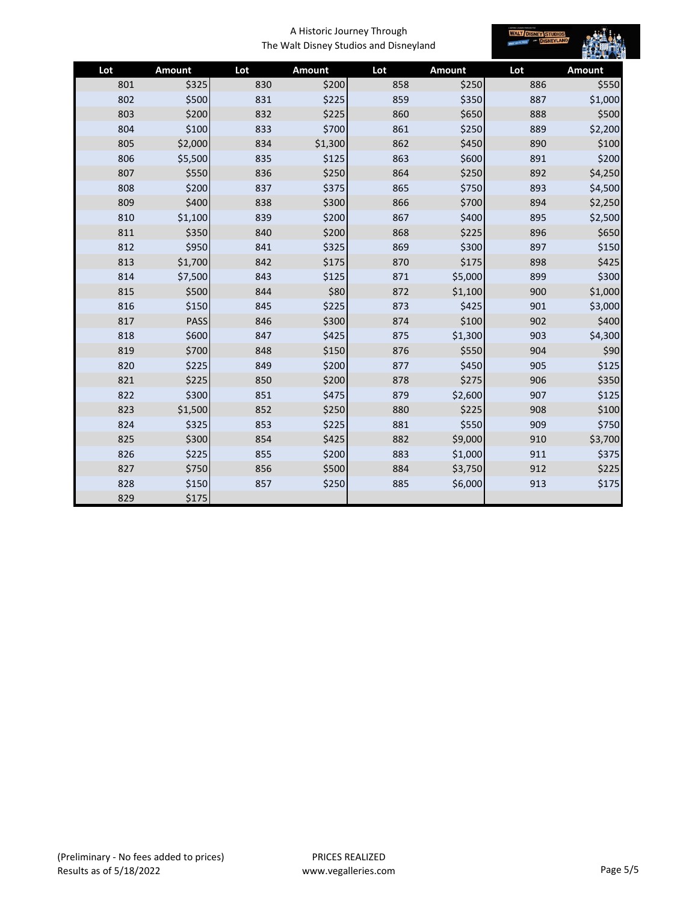| Lot | Amount | Lot | Amount | Lot | Amount | Lot | Amount |
|---|---|---|---|---|---|---|---|
| 801 | $325 | 830 | $200 | 858 | $250 | 886 | $550 |
| 802 | $500 | 831 | $225 | 859 | $350 | 887 | $1,000 |
| 803 | $200 | 832 | $225 | 860 | $650 | 888 | $500 |
| 804 | $100 | 833 | $700 | 861 | $250 | 889 | $2,200 |
| 805 | $2,000 | 834 | $1,300 | 862 | $450 | 890 | $100 |
| 806 | $5,500 | 835 | $125 | 863 | $600 | 891 | $200 |
| 807 | $550 | 836 | $250 | 864 | $250 | 892 | $4,250 |
| 808 | $200 | 837 | $375 | 865 | $750 | 893 | $4,500 |
| 809 | $400 | 838 | $300 | 866 | $700 | 894 | $2,250 |
| 810 | $1,100 | 839 | $200 | 867 | $400 | 895 | $2,500 |
| 811 | $350 | 840 | $200 | 868 | $225 | 896 | $650 |
| 812 | $950 | 841 | $325 | 869 | $300 | 897 | $150 |
| 813 | $1,700 | 842 | $175 | 870 | $175 | 898 | $425 |
| 814 | $7,500 | 843 | $125 | 871 | $5,000 | 899 | $300 |
| 815 | $500 | 844 | $80 | 872 | $1,100 | 900 | $1,000 |
| 816 | $150 | 845 | $225 | 873 | $425 | 901 | $3,000 |
| 817 | PASS | 846 | $300 | 874 | $100 | 902 | $400 |
| 818 | $600 | 847 | $425 | 875 | $1,300 | 903 | $4,300 |
| 819 | $700 | 848 | $150 | 876 | $550 | 904 | $90 |
| 820 | $225 | 849 | $200 | 877 | $450 | 905 | $125 |
| 821 | $225 | 850 | $200 | 878 | $275 | 906 | $350 |
| 822 | $300 | 851 | $475 | 879 | $2,600 | 907 | $125 |
| 823 | $1,500 | 852 | $250 | 880 | $225 | 908 | $100 |
| 824 | $325 | 853 | $225 | 881 | $550 | 909 | $750 |
| 825 | $300 | 854 | $425 | 882 | $9,000 | 910 | $3,700 |
| 826 | $225 | 855 | $200 | 883 | $1,000 | 911 | $375 |
| 827 | $750 | 856 | $500 | 884 | $3,750 | 912 | $225 |
| 828 | $150 | 857 | $250 | 885 | $6,000 | 913 | $175 |
| 829 | $175 | | | | | | |

(Preliminary - No fees added to prices)
Results as of 5/18/2022

PRICES REALIZED
www.vegalleries.com